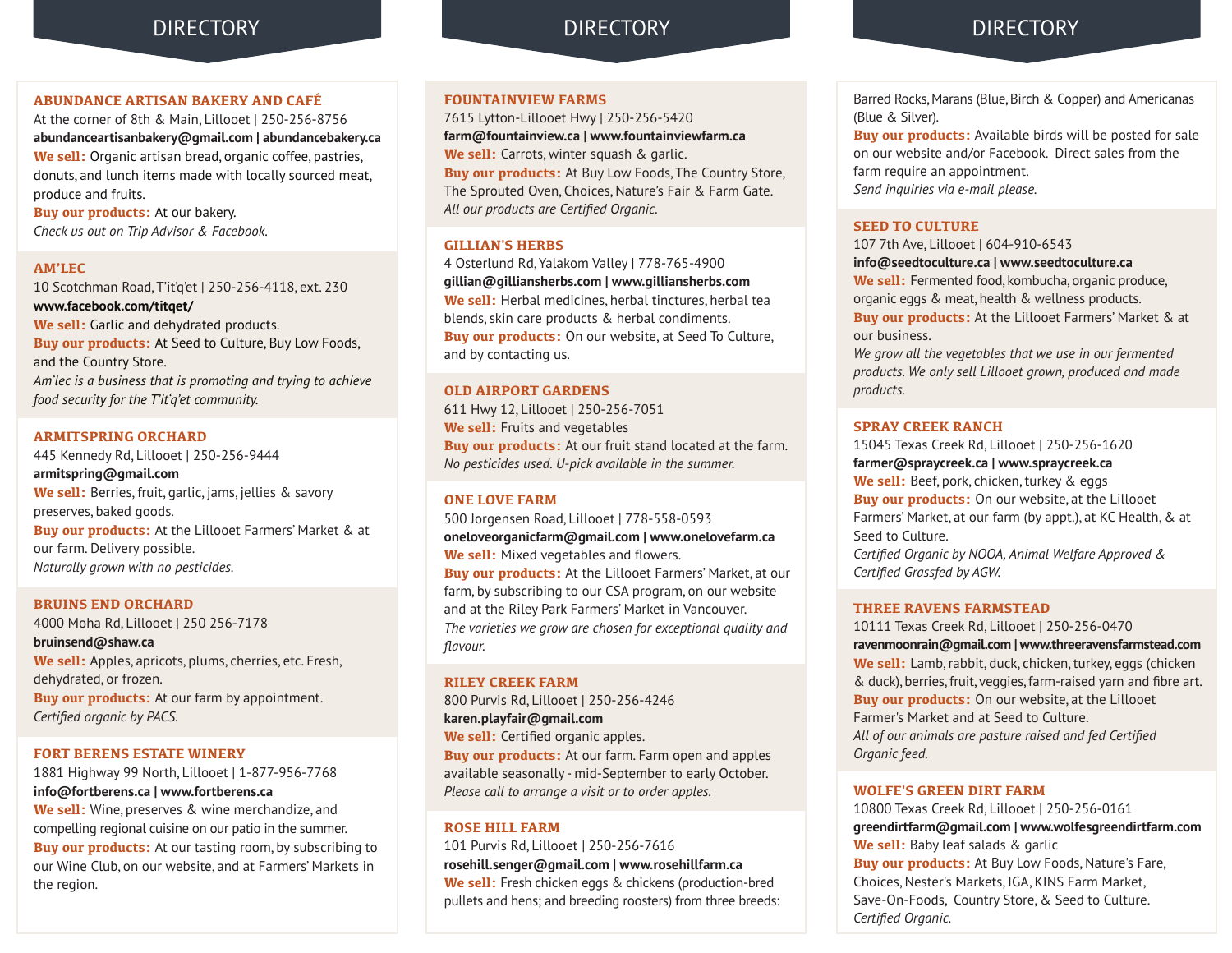# DIRECTORY

### ABUNDANCE ARTISAN BAKERY AND CAFÉ

At the corner of 8th & Main, Lillooet | 250-256-8756
**abundanceartisanbakery@gmail.com | abundancebakery.ca**
**We sell:** Organic artisan bread, organic coffee, pastries, donuts, and lunch items made with locally sourced meat, produce and fruits.
**Buy our products:** At our bakery.
*Check us out on Trip Advisor & Facebook.*

### AM'LEC

10 Scotchman Road, T'it'q'et | 250-256-4118, ext. 230
**www.facebook.com/titqet/**
**We sell:** Garlic and dehydrated products.
**Buy our products:** At Seed to Culture, Buy Low Foods, and the Country Store.
*Am'lec is a business that is promoting and trying to achieve food security for the T'it'q'et community.*

### ARMITSPRING ORCHARD

445 Kennedy Rd, Lillooet | 250-256-9444
**armitspring@gmail.com**
**We sell:** Berries, fruit, garlic, jams, jellies & savory preserves, baked goods.
**Buy our products:** At the Lillooet Farmers' Market & at our farm. Delivery possible.
*Naturally grown with no pesticides.*

### BRUINS END ORCHARD

4000 Moha Rd, Lillooet | 250 256-7178
**bruinsend@shaw.ca**
**We sell:** Apples, apricots, plums, cherries, etc. Fresh, dehydrated, or frozen.
**Buy our products:** At our farm by appointment.
*Certified organic by PACS.*

### FORT BERENS ESTATE WINERY

1881 Highway 99 North, Lillooet | 1-877-956-7768
**info@fortberens.ca | www.fortberens.ca**
**We sell:** Wine, preserves & wine merchandize, and compelling regional cuisine on our patio in the summer.
**Buy our products:** At our tasting room, by subscribing to our Wine Club, on our website, and at Farmers' Markets in the region.

### FOUNTAINVIEW FARMS

7615 Lytton-Lillooet Hwy | 250-256-5420
**farm@fountainview.ca | www.fountainviewfarm.ca**
**We sell:** Carrots, winter squash & garlic.
**Buy our products:** At Buy Low Foods, The Country Store, The Sprouted Oven, Choices, Nature's Fair & Farm Gate.
*All our products are Certified Organic.*

### GILLIAN'S HERBS

4 Osterlund Rd, Yalakom Valley | 778-765-4900
**gillian@gilliansherbs.com | www.gilliansherbs.com**
**We sell:** Herbal medicines, herbal tinctures, herbal tea blends, skin care products & herbal condiments.
**Buy our products:** On our website, at Seed To Culture, and by contacting us.

### OLD AIRPORT GARDENS

611 Hwy 12, Lillooet | 250-256-7051
**We sell:** Fruits and vegetables
**Buy our products:** At our fruit stand located at the farm.
*No pesticides used. U-pick available in the summer.*

### ONE LOVE FARM

500 Jorgensen Road, Lillooet | 778-558-0593
**oneloveorganicfarm@gmail.com | www.onelovefarm.ca**
**We sell:** Mixed vegetables and flowers.
**Buy our products:** At the Lillooet Farmers' Market, at our farm, by subscribing to our CSA program, on our website and at the Riley Park Farmers' Market in Vancouver.
*The varieties we grow are chosen for exceptional quality and flavour.*

### RILEY CREEK FARM

800 Purvis Rd, Lillooet | 250-256-4246
**karen.playfair@gmail.com**
**We sell:** Certified organic apples.
**Buy our products:** At our farm. Farm open and apples available seasonally - mid-September to early October.
*Please call to arrange a visit or to order apples.*

### ROSE HILL FARM

101 Purvis Rd, Lillooet | 250-256-7616
**rosehill.senger@gmail.com | www.rosehillfarm.ca**
**We sell:** Fresh chicken eggs & chickens (production-bred pullets and hens; and breeding roosters) from three breeds: Barred Rocks, Marans (Blue, Birch & Copper) and Americanas (Blue & Silver).
**Buy our products:** Available birds will be posted for sale on our website and/or Facebook. Direct sales from the farm require an appointment.
*Send inquiries via e-mail please.*

### SEED TO CULTURE

107 7th Ave, Lillooet | 604-910-6543
**info@seedtoculture.ca | www.seedtoculture.ca**
**We sell:** Fermented food, kombucha, organic produce, organic eggs & meat, health & wellness products.
**Buy our products:** At the Lillooet Farmers' Market & at our business.
*We grow all the vegetables that we use in our fermented products. We only sell Lillooet grown, produced and made products.*

### SPRAY CREEK RANCH

15045 Texas Creek Rd, Lillooet | 250-256-1620
**farmer@spraycreek.ca | www.spraycreek.ca**
**We sell:** Beef, pork, chicken, turkey & eggs
**Buy our products:** On our website, at the Lillooet Farmers' Market, at our farm (by appt.), at KC Health, & at Seed to Culture.
*Certified Organic by NOOA, Animal Welfare Approved & Certified Grassfed by AGW.*

### THREE RAVENS FARMSTEAD

10111 Texas Creek Rd, Lillooet | 250-256-0470
**ravenmoonrain@gmail.com | www.threeravensfarmstead.com**
**We sell:** Lamb, rabbit, duck, chicken, turkey, eggs (chicken & duck), berries, fruit, veggies, farm-raised yarn and fibre art.
**Buy our products:** On our website, at the Lillooet Farmer's Market and at Seed to Culture.
*All of our animals are pasture raised and fed Certified Organic feed.*

### WOLFE'S GREEN DIRT FARM

10800 Texas Creek Rd, Lillooet | 250-256-0161
**greendirtfarm@gmail.com | www.wolfesgreendirtfarm.com**
**We sell:** Baby leaf salads & garlic
**Buy our products:** At Buy Low Foods, Nature's Fare, Choices, Nester's Markets, IGA, KINS Farm Market, Save-On-Foods, Country Store, & Seed to Culture.
*Certified Organic.*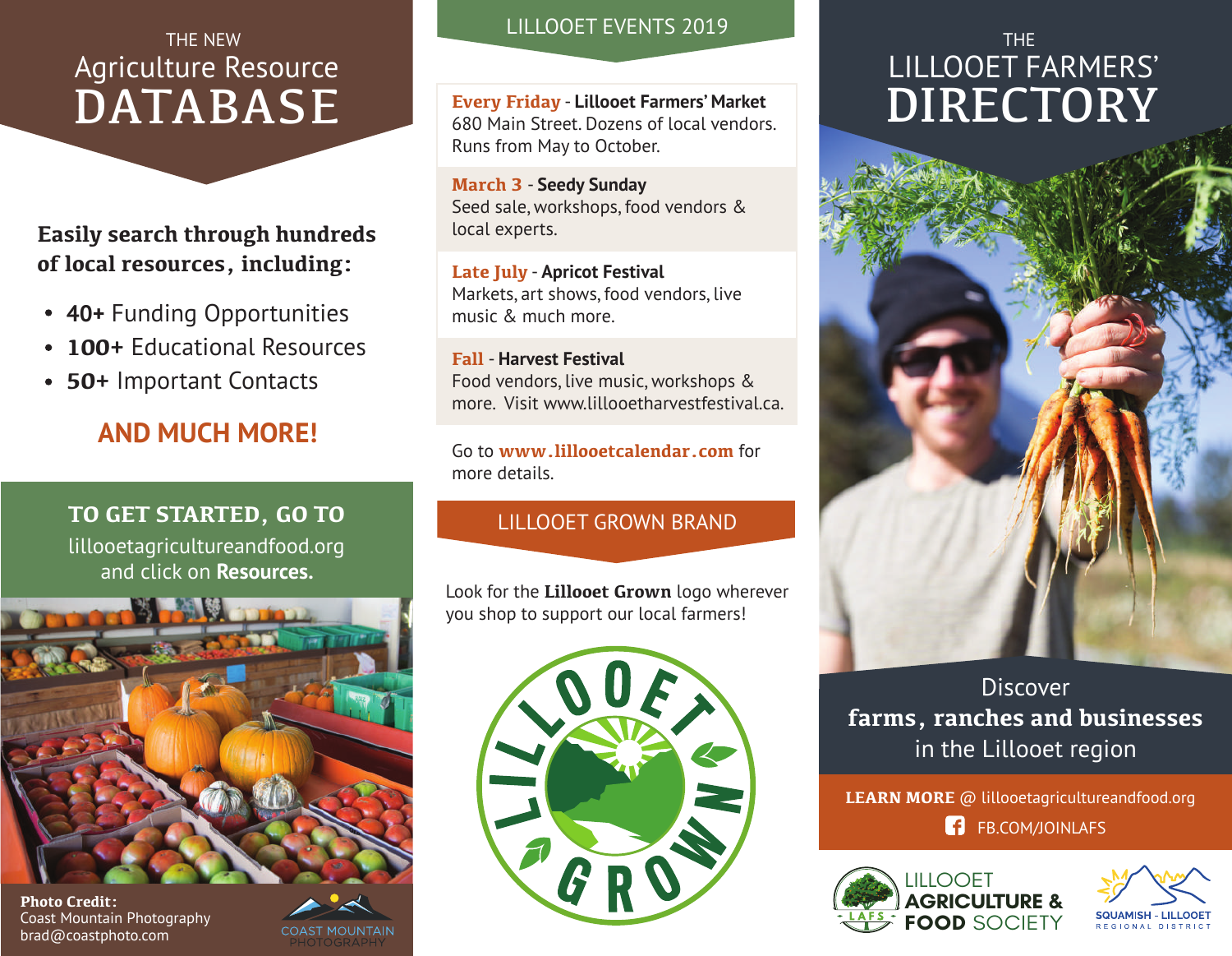# THE NEW Agriculture Resource DATABASE

**Easily search through hundreds of local resources, including:**

- **40+** Funding Opportunities
- **100+** Educational Resources
- **50+** Important Contacts

**AND MUCH MORE!**

**TO GET STARTED, GO TO**
lillooetagricultureandfood.org
and click on **Resources.**

**Photo Credit:**
Coast Mountain Photography
brad@coastphoto.com

COAST MOUNTAIN PHOTOGRAPHY

## LILLOOET EVENTS 2019

**Every Friday** - **Lillooet Farmers' Market**
680 Main Street. Dozens of local vendors. Runs from May to October.

**March 3** - **Seedy Sunday**
Seed sale, workshops, food vendors & local experts.

**Late July** - **Apricot Festival**
Markets, art shows, food vendors, live music & much more.

**Fall** - **Harvest Festival**
Food vendors, live music, workshops & more. Visit www.lillooetharvestfestival.ca.

Go to **www.lillooetcalendar.com** for more details.

## LILLOOET GROWN BRAND

Look for the **Lillooet Grown** logo wherever you shop to support our local farmers!

LILLOOET GROWN

# THE LILLOOET FARMERS' DIRECTORY

Discover
**farms, ranches and businesses**
in the Lillooet region

**LEARN MORE** @ lillooetagricultureandfood.org

FB.COM/JOINLAFS

LILLOOET AGRICULTURE & FOOD SOCIETY

SQUAMISH - LILLOOET REGIONAL DISTRICT